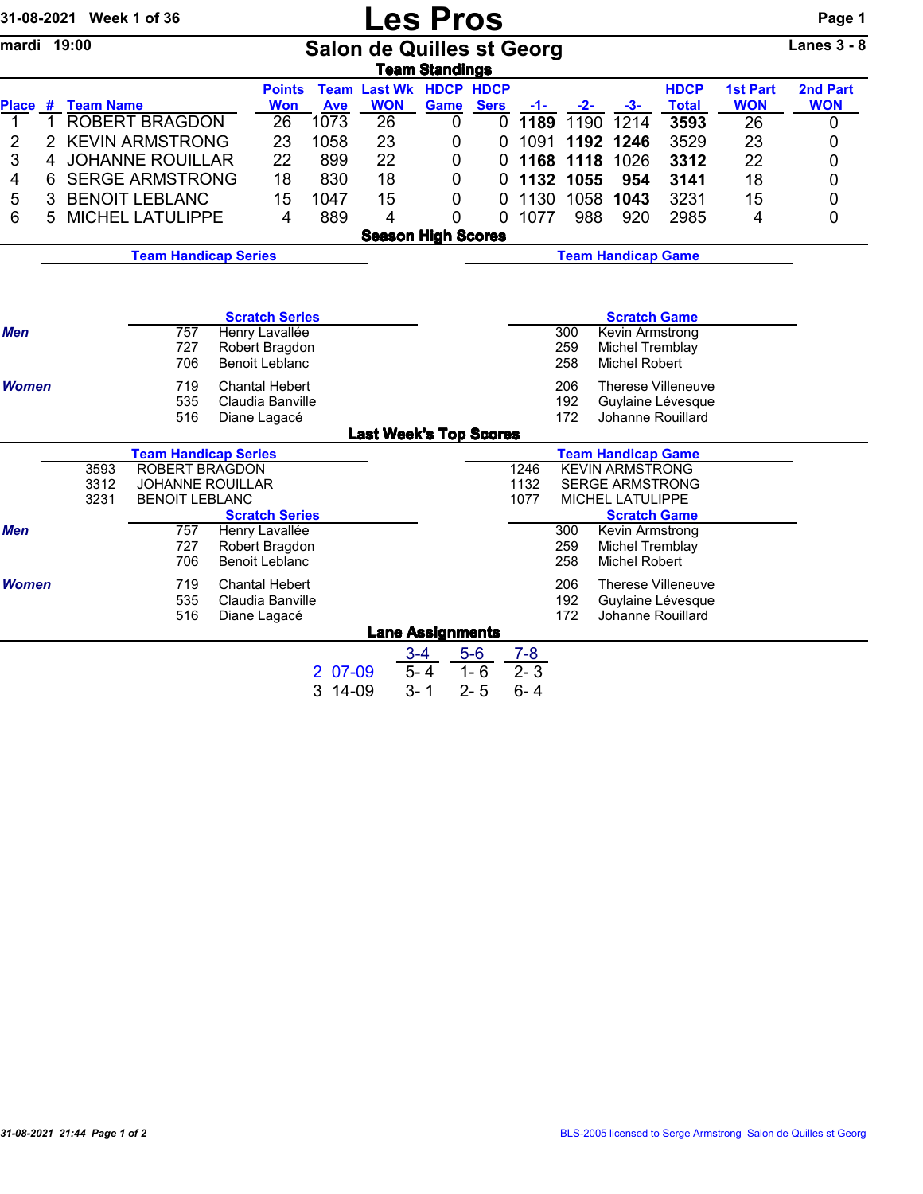31-08-2021 Week 1 of 36

mardi 19:00

# Les Pros

## Salon de Quilles st Georg

Lanes 3 - 8

### Team Standings

| Place | # | Team Name | Points Won | Team Ave | Last Wk WON | HDCP Game | HDCP Sers | -1- | -2- | -3- | HDCP Total | 1st Part WON | 2nd Part WON |
|---|---|---|---|---|---|---|---|---|---|---|---|---|---|
| 1 | 1 | ROBERT BRAGDON | 26 | 1073 | 26 | 0 | 0 | **1189** | 1190 | 1214 | **3593** | 26 | 0 |
| 2 | 2 | KEVIN ARMSTRONG | 23 | 1058 | 23 | 0 | 0 | 1091 | **1192** | **1246** | 3529 | 23 | 0 |
| 3 | 4 | JOHANNE ROUILLAR | 22 | 899 | 22 | 0 | 0 | **1168** | **1118** | 1026 | **3312** | 22 | 0 |
| 4 | 6 | SERGE ARMSTRONG | 18 | 830 | 18 | 0 | 0 | **1132** | **1055** | **954** | **3141** | 18 | 0 |
| 5 | 3 | BENOIT LEBLANC | 15 | 1047 | 15 | 0 | 0 | 1130 | 1058 | **1043** | 3231 | 15 | 0 |
| 6 | 5 | MICHEL LATULIPPE | 4 | 889 | 4 | 0 | 0 | 1077 | 988 | 920 | 2985 | 4 | 0 |

### Season High Scores

**Team Handicap Series**

**Team Handicap Game**

**Scratch Series**

*Men*

| | |
|---|---|
| 757 | Henry Lavallée |
| 727 | Robert Bragdon |
| 706 | Benoit Leblanc |

*Women*

| | |
|---|---|
| 719 | Chantal Hebert |
| 535 | Claudia Banville |
| 516 | Diane Lagacé |

**Scratch Game**

*Men*

| | |
|---|---|
| 300 | Kevin Armstrong |
| 259 | Michel Tremblay |
| 258 | Michel Robert |

*Women*

| | |
|---|---|
| 206 | Therese Villeneuve |
| 192 | Guylaine Lévesque |
| 172 | Johanne Rouillard |

### Last Week's Top Scores

**Team Handicap Series**

| | |
|---|---|
| 3593 | ROBERT BRAGDON |
| 3312 | JOHANNE ROUILLAR |
| 3231 | BENOIT LEBLANC |

**Team Handicap Game**

| | |
|---|---|
| 1246 | KEVIN ARMSTRONG |
| 1132 | SERGE ARMSTRONG |
| 1077 | MICHEL LATULIPPE |

**Scratch Series**

*Men*

| | |
|---|---|
| 757 | Henry Lavallée |
| 727 | Robert Bragdon |
| 706 | Benoit Leblanc |

*Women*

| | |
|---|---|
| 719 | Chantal Hebert |
| 535 | Claudia Banville |
| 516 | Diane Lagacé |

**Scratch Game**

*Men*

| | |
|---|---|
| 300 | Kevin Armstrong |
| 259 | Michel Tremblay |
| 258 | Michel Robert |

*Women*

| | |
|---|---|
| 206 | Therese Villeneuve |
| 192 | Guylaine Lévesque |
| 172 | Johanne Rouillard |

### Lane Assignments

| | 3-4 | 5-6 | 7-8 |
|---|---|---|---|
| 2 07-09 | 5- 4 | 1- 6 | 2- 3 |
| 3 14-09 | 3- 1 | 2- 5 | 6- 4 |

31-08-2021 21:44 Page 1 of 2

BLS-2005 licensed to Serge Armstrong Salon de Quilles st Georg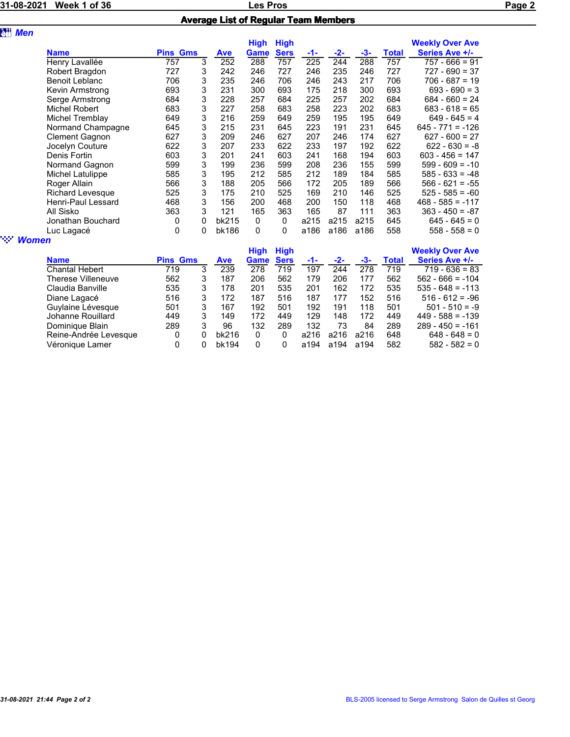## Average List of Regular Team Members

### Men

| Name | Pins | Gms | Ave | High Game | High Sers | -1- | -2- | -3- | Total | Weekly Over Ave Series Ave +/- |
|---|---|---|---|---|---|---|---|---|---|---|
| Henry Lavallée | 757 | 3 | 252 | 288 | 757 | 225 | 244 | 288 | 757 | 757 - 666 = 91 |
| Robert Bragdon | 727 | 3 | 242 | 246 | 727 | 246 | 235 | 246 | 727 | 727 - 690 = 37 |
| Benoit Leblanc | 706 | 3 | 235 | 246 | 706 | 246 | 243 | 217 | 706 | 706 - 687 = 19 |
| Kevin Armstrong | 693 | 3 | 231 | 300 | 693 | 175 | 218 | 300 | 693 | 693 - 690 = 3 |
| Serge Armstrong | 684 | 3 | 228 | 257 | 684 | 225 | 257 | 202 | 684 | 684 - 660 = 24 |
| Michel Robert | 683 | 3 | 227 | 258 | 683 | 258 | 223 | 202 | 683 | 683 - 618 = 65 |
| Michel Tremblay | 649 | 3 | 216 | 259 | 649 | 259 | 195 | 195 | 649 | 649 - 645 = 4 |
| Normand Champagne | 645 | 3 | 215 | 231 | 645 | 223 | 191 | 231 | 645 | 645 - 771 = -126 |
| Clement Gagnon | 627 | 3 | 209 | 246 | 627 | 207 | 246 | 174 | 627 | 627 - 600 = 27 |
| Jocelyn Couture | 622 | 3 | 207 | 233 | 622 | 233 | 197 | 192 | 622 | 622 - 630 = -8 |
| Denis Fortin | 603 | 3 | 201 | 241 | 603 | 241 | 168 | 194 | 603 | 603 - 456 = 147 |
| Normand Gagnon | 599 | 3 | 199 | 236 | 599 | 208 | 236 | 155 | 599 | 599 - 609 = -10 |
| Michel Latulippe | 585 | 3 | 195 | 212 | 585 | 212 | 189 | 184 | 585 | 585 - 633 = -48 |
| Roger Allain | 566 | 3 | 188 | 205 | 566 | 172 | 205 | 189 | 566 | 566 - 621 = -55 |
| Richard Levesque | 525 | 3 | 175 | 210 | 525 | 169 | 210 | 146 | 525 | 525 - 585 = -60 |
| Henri-Paul Lessard | 468 | 3 | 156 | 200 | 468 | 200 | 150 | 118 | 468 | 468 - 585 = -117 |
| All Sisko | 363 | 3 | 121 | 165 | 363 | 165 | 87 | 111 | 363 | 363 - 450 = -87 |
| Jonathan Bouchard | 0 | 0 | bk215 | 0 | 0 | a215 | a215 | a215 | 645 | 645 - 645 = 0 |
| Luc Lagacé | 0 | 0 | bk186 | 0 | 0 | a186 | a186 | a186 | 558 | 558 - 558 = 0 |

### Women

| Name | Pins | Gms | Ave | High Game | High Sers | -1- | -2- | -3- | Total | Weekly Over Ave Series Ave +/- |
|---|---|---|---|---|---|---|---|---|---|---|
| Chantal Hebert | 719 | 3 | 239 | 278 | 719 | 197 | 244 | 278 | 719 | 719 - 636 = 83 |
| Therese Villeneuve | 562 | 3 | 187 | 206 | 562 | 179 | 206 | 177 | 562 | 562 - 666 = -104 |
| Claudia Banville | 535 | 3 | 178 | 201 | 535 | 201 | 162 | 172 | 535 | 535 - 648 = -113 |
| Diane Lagacé | 516 | 3 | 172 | 187 | 516 | 187 | 177 | 152 | 516 | 516 - 612 = -96 |
| Guylaine Lévesque | 501 | 3 | 167 | 192 | 501 | 192 | 191 | 118 | 501 | 501 - 510 = -9 |
| Johanne Rouillard | 449 | 3 | 149 | 172 | 449 | 129 | 148 | 172 | 449 | 449 - 588 = -139 |
| Dominique Blain | 289 | 3 | 96 | 132 | 289 | 132 | 73 | 84 | 289 | 289 - 450 = -161 |
| Reine-Andrée Levesque | 0 | 0 | bk216 | 0 | 0 | a216 | a216 | a216 | 648 | 648 - 648 = 0 |
| Véronique Lamer | 0 | 0 | bk194 | 0 | 0 | a194 | a194 | a194 | 582 | 582 - 582 = 0 |